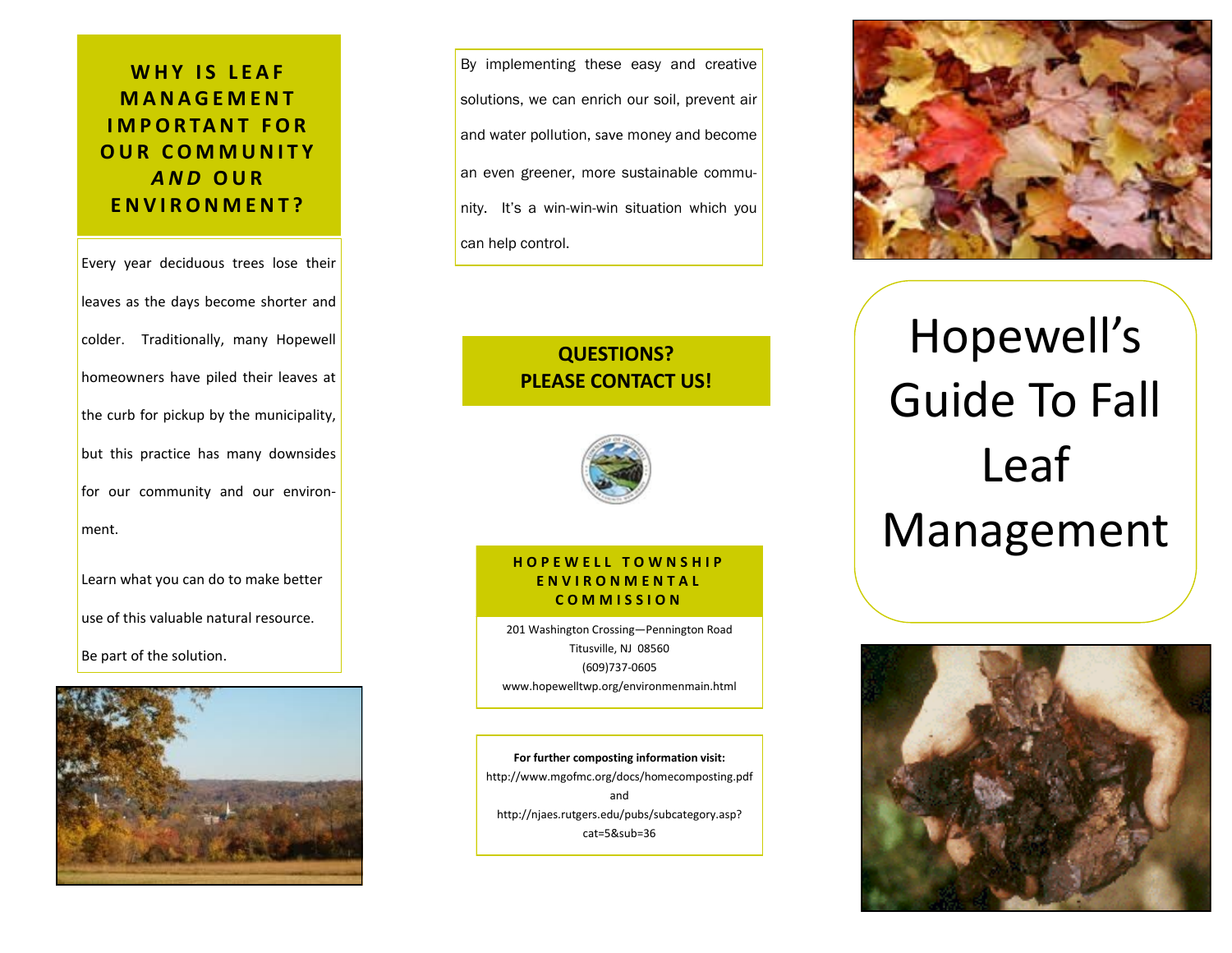# Hopewell's Guide To Fall Leaf Management

## WHY IS LEAF MANAGEMENT IMPORTANT FOR OUR COMMUNITY *AND* OUR ENVIRONMENT?

Every year deciduous trees lose their leaves as the days become shorter and colder. Traditionally, many Hopewell homeowners have piled their leaves at the curb for pickup by the municipality, but this practice has many downsides for our community and our environment.

Learn what you can do to make better use of this valuable natural resource.

Be part of the solution.

By implementing these easy and creative solutions, we can enrich our soil, prevent air and water pollution, save money and become an even greener, more sustainable community. It's a win-win-win situation which you can help control.

## QUESTIONS? PLEASE CONTACT US!

### HOPEWELL TOWNSHIP ENVIRONMENTAL COMMISSION

201 Washington Crossing—Pennington Road
Titusville, NJ 08560
(609)737-0605
www.hopewelltwp.org/environmenmain.html

**For further composting information visit:**
http://www.mgofmc.org/docs/homecomposting.pdf
and
http://njaes.rutgers.edu/pubs/subcategory.asp?cat=5&sub=36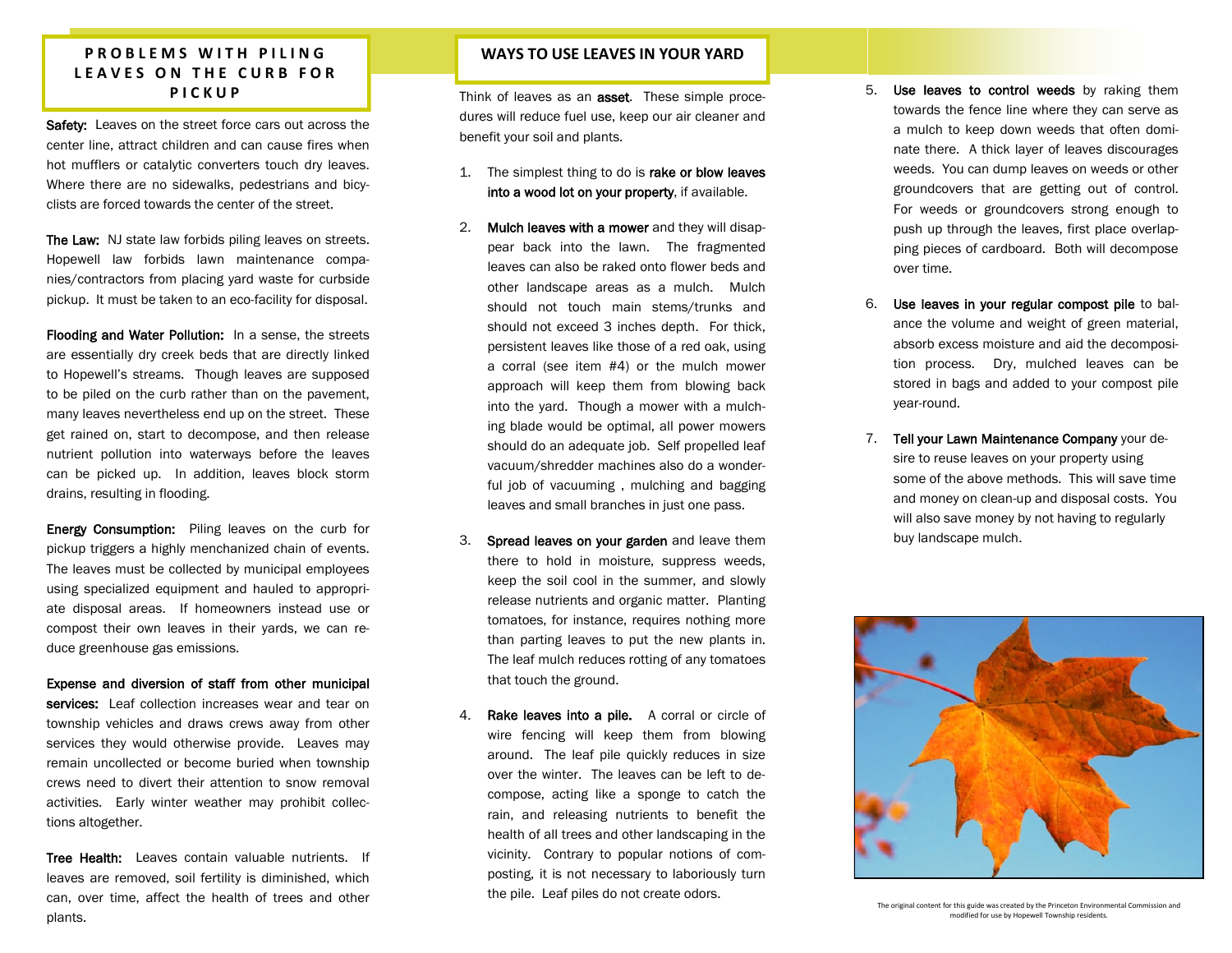## PROBLEMS WITH PILING LEAVES ON THE CURB FOR PICKUP

**Safety:** Leaves on the street force cars out across the center line, attract children and can cause fires when hot mufflers or catalytic converters touch dry leaves. Where there are no sidewalks, pedestrians and bicyclists are forced towards the center of the street.

**The Law:** NJ state law forbids piling leaves on streets. Hopewell law forbids lawn maintenance companies/contractors from placing yard waste for curbside pickup. It must be taken to an eco-facility for disposal.

**Flooding and Water Pollution:** In a sense, the streets are essentially dry creek beds that are directly linked to Hopewell's streams. Though leaves are supposed to be piled on the curb rather than on the pavement, many leaves nevertheless end up on the street. These get rained on, start to decompose, and then release nutrient pollution into waterways before the leaves can be picked up. In addition, leaves block storm drains, resulting in flooding.

**Energy Consumption:** Piling leaves on the curb for pickup triggers a highly menchanized chain of events. The leaves must be collected by municipal employees using specialized equipment and hauled to appropriate disposal areas. If homeowners instead use or compost their own leaves in their yards, we can reduce greenhouse gas emissions.

**Expense and diversion of staff from other municipal services:** Leaf collection increases wear and tear on township vehicles and draws crews away from other services they would otherwise provide. Leaves may remain uncollected or become buried when township crews need to divert their attention to snow removal activities. Early winter weather may prohibit collections altogether.

**Tree Health:** Leaves contain valuable nutrients. If leaves are removed, soil fertility is diminished, which can, over time, affect the health of trees and other plants.

## WAYS TO USE LEAVES IN YOUR YARD

Think of leaves as an **asset**. These simple procedures will reduce fuel use, keep our air cleaner and benefit your soil and plants.

1. The simplest thing to do is **rake or blow leaves into a wood lot on your property**, if available.
2. **Mulch leaves with a mower** and they will disappear back into the lawn. The fragmented leaves can also be raked onto flower beds and other landscape areas as a mulch. Mulch should not touch main stems/trunks and should not exceed 3 inches depth. For thick, persistent leaves like those of a red oak, using a corral (see item #4) or the mulch mower approach will keep them from blowing back into the yard. Though a mower with a mulching blade would be optimal, all power mowers should do an adequate job. Self propelled leaf vacuum/shredder machines also do a wonderful job of vacuuming , mulching and bagging leaves and small branches in just one pass.
3. **Spread leaves on your garden** and leave them there to hold in moisture, suppress weeds, keep the soil cool in the summer, and slowly release nutrients and organic matter. Planting tomatoes, for instance, requires nothing more than parting leaves to put the new plants in. The leaf mulch reduces rotting of any tomatoes that touch the ground.
4. **Rake leaves into a pile.** A corral or circle of wire fencing will keep them from blowing around. The leaf pile quickly reduces in size over the winter. The leaves can be left to decompose, acting like a sponge to catch the rain, and releasing nutrients to benefit the health of all trees and other landscaping in the vicinity. Contrary to popular notions of composting, it is not necessary to laboriously turn the pile. Leaf piles do not create odors.
5. **Use leaves to control weeds** by raking them towards the fence line where they can serve as a mulch to keep down weeds that often dominate there. A thick layer of leaves discourages weeds. You can dump leaves on weeds or other groundcovers that are getting out of control. For weeds or groundcovers strong enough to push up through the leaves, first place overlapping pieces of cardboard. Both will decompose over time.
6. **Use leaves in your regular compost pile** to balance the volume and weight of green material, absorb excess moisture and aid the decomposition process. Dry, mulched leaves can be stored in bags and added to your compost pile year-round.
7. **Tell your Lawn Maintenance Company** your desire to reuse leaves on your property using some of the above methods. This will save time and money on clean-up and disposal costs. You will also save money by not having to regularly buy landscape mulch.

The original content for this guide was created by the Princeton Environmental Commission and modified for use by Hopewell Township residents.